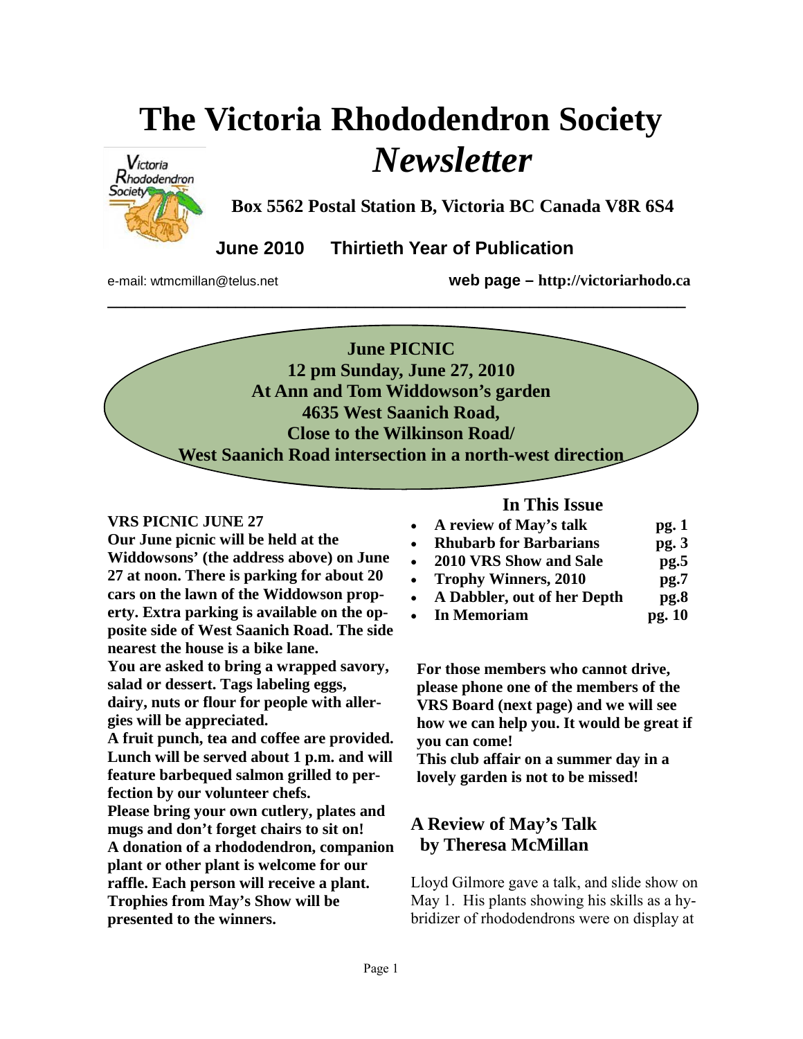# The Victoria Rhododendron Society *Newsletter*

**Box 5562 Postal Station B, Victoria BC Canada V8R 6S4**

**June 2010 Thirtieth Year of Publication**

e-mail: wtmcmillan@telus.net **web page – http://victoriarhodo.ca**

---

**June PICNIC**
**12 pm Sunday, June 27, 2010**
**At Ann and Tom Widdowson's garden**
**4635 West Saanich Road,**
**Close to the Wilkinson Road/**
**West Saanich Road intersection in a north-west direction**

**VRS PICNIC JUNE 27**

**Our June picnic will be held at the Widdowsons' (the address above) on June 27 at noon. There is parking for about 20 cars on the lawn of the Widdowson property. Extra parking is available on the opposite side of West Saanich Road. The side nearest the house is a bike lane.**

**You are asked to bring a wrapped savory, salad or dessert. Tags labeling eggs, dairy, nuts or flour for people with allergies will be appreciated.**

**A fruit punch, tea and coffee are provided. Lunch will be served about 1 p.m. and will feature barbequed salmon grilled to perfection by our volunteer chefs.**

**Please bring your own cutlery, plates and mugs and don't forget chairs to sit on!**

**A donation of a rhododendron, companion plant or other plant is welcome for our raffle. Each person will receive a plant. Trophies from May's Show will be presented to the winners.**

## In This Issue

- **A review of May's talk — pg. 1**
- **Rhubarb for Barbarians — pg. 3**
- **2010 VRS Show and Sale — pg.5**
- **Trophy Winners, 2010 — pg.7**
- **A Dabbler, out of her Depth — pg.8**
- **In Memoriam — pg. 10**

**For those members who cannot drive, please phone one of the members of the VRS Board (next page) and we will see how we can help you. It would be great if you can come!**

**This club affair on a summer day in a lovely garden is not to be missed!**

## A Review of May's Talk by Theresa McMillan

Lloyd Gilmore gave a talk, and slide show on May 1. His plants showing his skills as a hybridizer of rhododendrons were on display at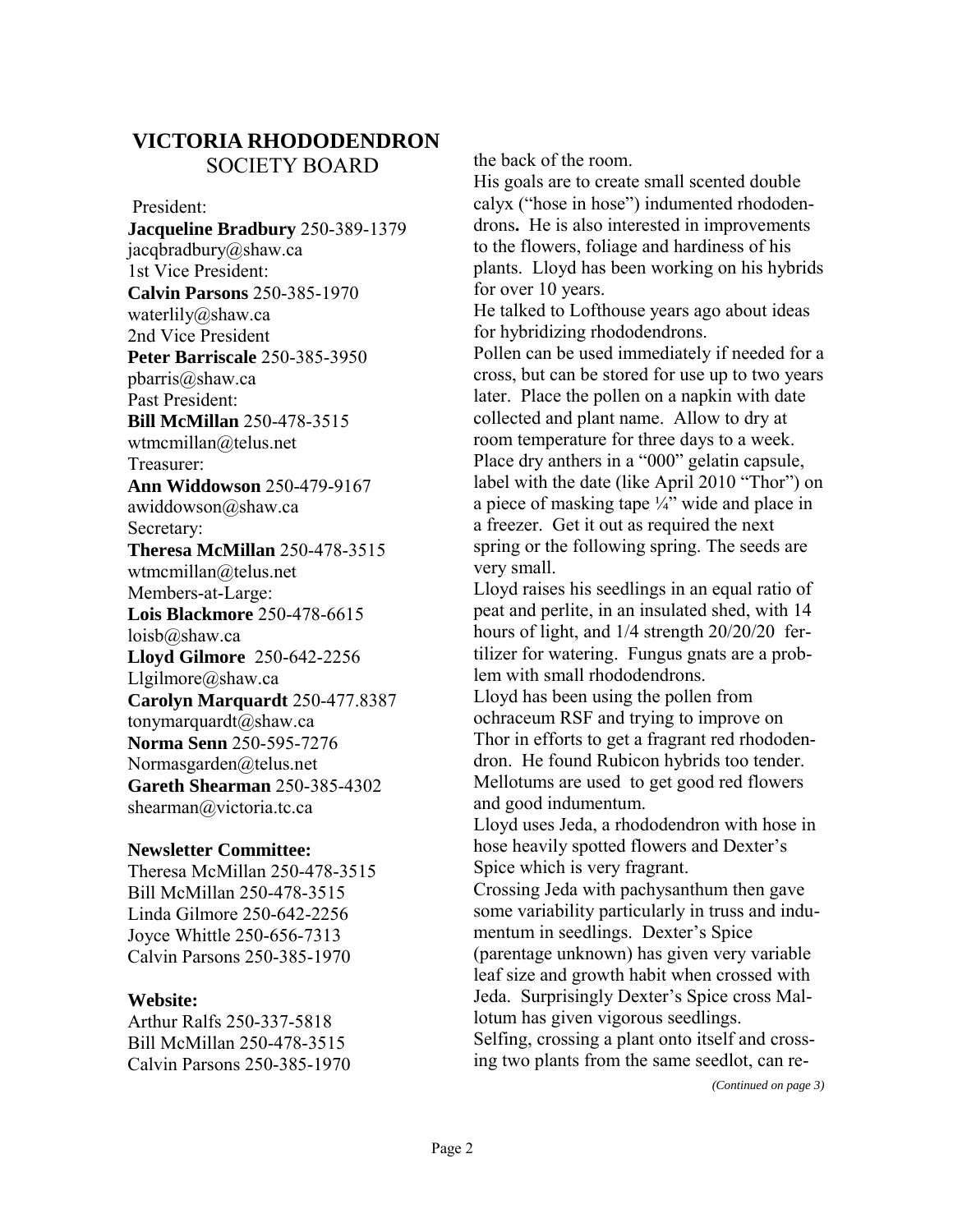## VICTORIA RHODODENDRON SOCIETY BOARD

President:
**Jacqueline Bradbury** 250-389-1379
jacqbradbury@shaw.ca
1st Vice President:
**Calvin Parsons** 250-385-1970
waterlily@shaw.ca
2nd Vice President
**Peter Barriscale** 250-385-3950
pbarris@shaw.ca
Past President:
**Bill McMillan** 250-478-3515
wtmcmillan@telus.net
Treasurer:
**Ann Widdowson** 250-479-9167
awiddowson@shaw.ca
Secretary:
**Theresa McMillan** 250-478-3515
wtmcmillan@telus.net
Members-at-Large:
**Lois Blackmore** 250-478-6615
loisb@shaw.ca
**Lloyd Gilmore** 250-642-2256
Llgilmore@shaw.ca
**Carolyn Marquardt** 250-477.8387
tonymarquardt@shaw.ca
**Norma Senn** 250-595-7276
Normasgarden@telus.net
**Gareth Shearman** 250-385-4302
shearman@victoria.tc.ca

**Newsletter Committee:**
Theresa McMillan 250-478-3515
Bill McMillan 250-478-3515
Linda Gilmore 250-642-2256
Joyce Whittle 250-656-7313
Calvin Parsons 250-385-1970

**Website:**
Arthur Ralfs 250-337-5818
Bill McMillan 250-478-3515
Calvin Parsons 250-385-1970

the back of the room.

His goals are to create small scented double calyx ("hose in hose") indumented rhododendrons**.** He is also interested in improvements to the flowers, foliage and hardiness of his plants. Lloyd has been working on his hybrids for over 10 years.

He talked to Lofthouse years ago about ideas for hybridizing rhododendrons.

Pollen can be used immediately if needed for a cross, but can be stored for use up to two years later. Place the pollen on a napkin with date collected and plant name. Allow to dry at room temperature for three days to a week. Place dry anthers in a "000" gelatin capsule, label with the date (like April 2010 "Thor") on a piece of masking tape ¼" wide and place in a freezer. Get it out as required the next spring or the following spring. The seeds are very small.

Lloyd raises his seedlings in an equal ratio of peat and perlite, in an insulated shed, with 14 hours of light, and 1/4 strength 20/20/20 fertilizer for watering. Fungus gnats are a problem with small rhododendrons.

Lloyd has been using the pollen from ochraceum RSF and trying to improve on Thor in efforts to get a fragrant red rhododendron. He found Rubicon hybrids too tender. Mellotums are used to get good red flowers and good indumentum.

Lloyd uses Jeda, a rhododendron with hose in hose heavily spotted flowers and Dexter's Spice which is very fragrant.

Crossing Jeda with pachysanthum then gave some variability particularly in truss and indumentum in seedlings. Dexter's Spice (parentage unknown) has given very variable leaf size and growth habit when crossed with Jeda. Surprisingly Dexter's Spice cross Mallotum has given vigorous seedlings.

Selfing, crossing a plant onto itself and crossing two plants from the same seedlot, can re-

*(Continued on page 3)*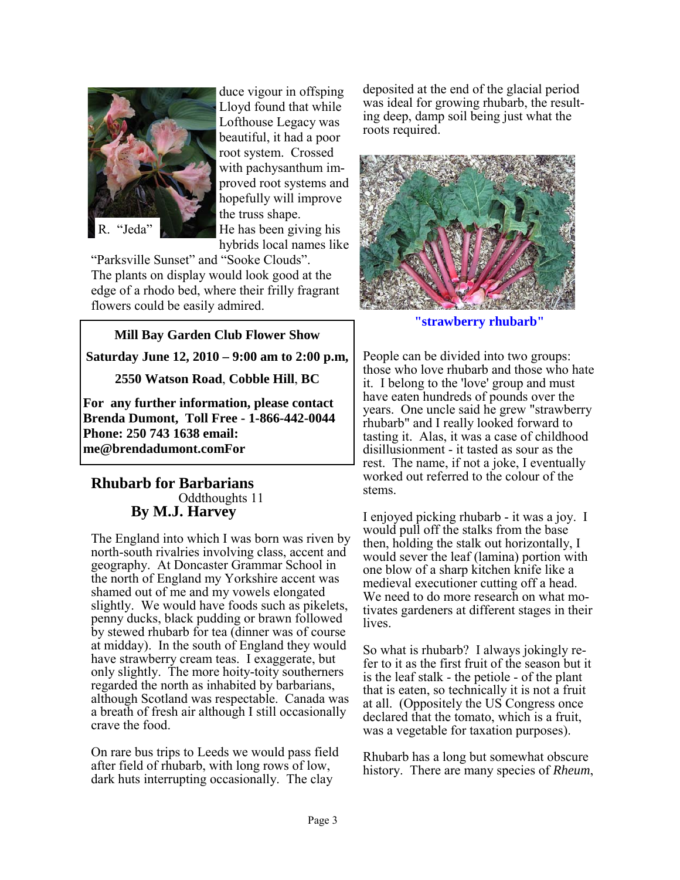R. "Jeda"

duce vigour in offsping Lloyd found that while Lofthouse Legacy was beautiful, it had a poor root system. Crossed with pachysanthum improved root systems and hopefully will improve the truss shape. He has been giving his hybrids local names like "Parksville Sunset" and "Sooke Clouds". The plants on display would look good at the edge of a rhodo bed, where their frilly fragrant flowers could be easily admired.

**Mill Bay Garden Club Flower Show**

**Saturday June 12, 2010 – 9:00 am to 2:00 p.m,**

**2550 Watson Road, Cobble Hill, BC**

**For any further information, please contact Brenda Dumont, Toll Free - 1-866-442-0044 Phone: 250 743 1638 email: me@brendadumont.comFor**

## Rhubarb for Barbarians

Oddthoughts 11

**By M.J. Harvey**

The England into which I was born was riven by north-south rivalries involving class, accent and geography. At Doncaster Grammar School in the north of England my Yorkshire accent was shamed out of me and my vowels elongated slightly. We would have foods such as pikelets, penny ducks, black pudding or brawn followed by stewed rhubarb for tea (dinner was of course at midday). In the south of England they would have strawberry cream teas. I exaggerate, but only slightly. The more hoity-toity southerners regarded the north as inhabited by barbarians, although Scotland was respectable. Canada was a breath of fresh air although I still occasionally crave the food.

On rare bus trips to Leeds we would pass field after field of rhubarb, with long rows of low, dark huts interrupting occasionally. The clay deposited at the end of the glacial period was ideal for growing rhubarb, the resulting deep, damp soil being just what the roots required.

**"strawberry rhubarb"**

People can be divided into two groups: those who love rhubarb and those who hate it. I belong to the 'love' group and must have eaten hundreds of pounds over the years. One uncle said he grew "strawberry rhubarb" and I really looked forward to tasting it. Alas, it was a case of childhood disillusionment - it tasted as sour as the rest. The name, if not a joke, I eventually worked out referred to the colour of the stems.

I enjoyed picking rhubarb - it was a joy. I would pull off the stalks from the base then, holding the stalk out horizontally, I would sever the leaf (lamina) portion with one blow of a sharp kitchen knife like a medieval executioner cutting off a head. We need to do more research on what motivates gardeners at different stages in their lives.

So what is rhubarb? I always jokingly refer to it as the first fruit of the season but it is the leaf stalk - the petiole - of the plant that is eaten, so technically it is not a fruit at all. (Oppositely the US Congress once declared that the tomato, which is a fruit, was a vegetable for taxation purposes).

Rhubarb has a long but somewhat obscure history. There are many species of *Rheum*,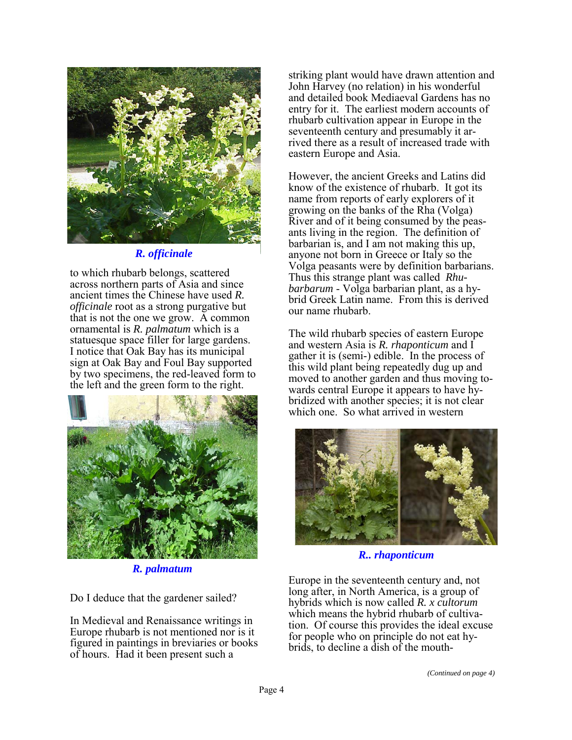*R. officinale*

to which rhubarb belongs, scattered across northern parts of Asia and since ancient times the Chinese have used *R. officinale* root as a strong purgative but that is not the one we grow. A common ornamental is *R. palmatum* which is a statuesque space filler for large gardens. I notice that Oak Bay has its municipal sign at Oak Bay and Foul Bay supported by two specimens, the red-leaved form to the left and the green form to the right.

*R. palmatum*

Do I deduce that the gardener sailed?

In Medieval and Renaissance writings in Europe rhubarb is not mentioned nor is it figured in paintings in breviaries or books of hours. Had it been present such a striking plant would have drawn attention and John Harvey (no relation) in his wonderful and detailed book Mediaeval Gardens has no entry for it. The earliest modern accounts of rhubarb cultivation appear in Europe in the seventeenth century and presumably it arrived there as a result of increased trade with eastern Europe and Asia.

However, the ancient Greeks and Latins did know of the existence of rhubarb. It got its name from reports of early explorers of it growing on the banks of the Rha (Volga) River and of it being consumed by the peasants living in the region. The definition of barbarian is, and I am not making this up, anyone not born in Greece or Italy so the Volga peasants were by definition barbarians. Thus this strange plant was called *Rhubarbarum* - Volga barbarian plant, as a hybrid Greek Latin name. From this is derived our name rhubarb.

The wild rhubarb species of eastern Europe and western Asia is *R. rhaponticum* and I gather it is (semi-) edible. In the process of this wild plant being repeatedly dug up and moved to another garden and thus moving towards central Europe it appears to have hybridized with another species; it is not clear which one. So what arrived in western Europe in the seventeenth century and, not long after, in North America, is a group of hybrids which is now called *R. x cultorum* which means the hybrid rhubarb of cultivation. Of course this provides the ideal excuse for people who on principle do not eat hybrids, to decline a dish of the mouth-

*R.. rhaponticum*

*(Continued on page 4)*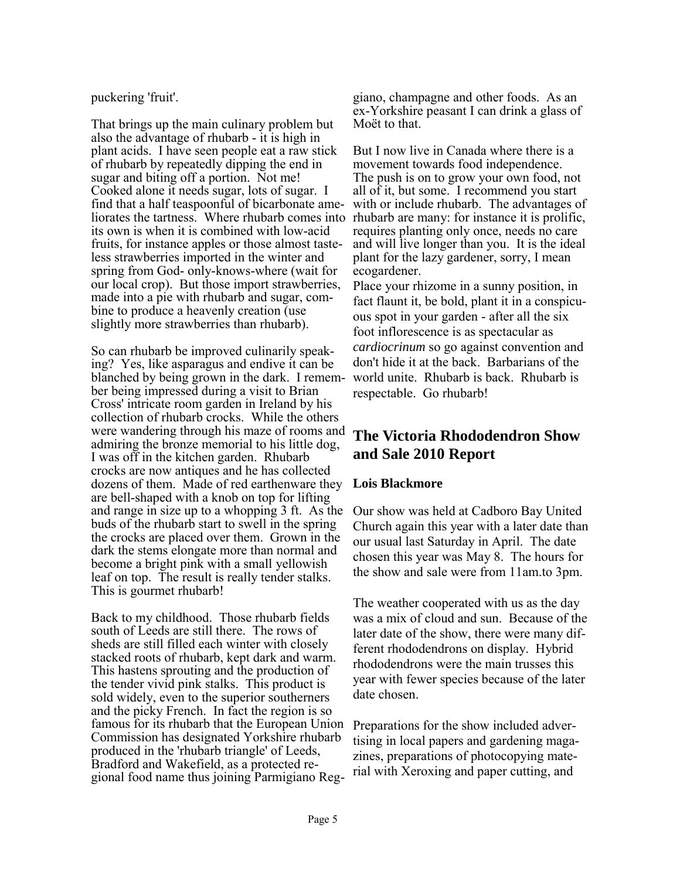puckering 'fruit'.

That brings up the main culinary problem but also the advantage of rhubarb - it is high in plant acids. I have seen people eat a raw stick of rhubarb by repeatedly dipping the end in sugar and biting off a portion. Not me! Cooked alone it needs sugar, lots of sugar. I find that a half teaspoonful of bicarbonate ameliorates the tartness. Where rhubarb comes into its own is when it is combined with low-acid fruits, for instance apples or those almost tasteless strawberries imported in the winter and spring from God- only-knows-where (wait for our local crop). But those import strawberries, made into a pie with rhubarb and sugar, combine to produce a heavenly creation (use slightly more strawberries than rhubarb).

So can rhubarb be improved culinarily speaking? Yes, like asparagus and endive it can be blanched by being grown in the dark. I remember being impressed during a visit to Brian Cross' intricate room garden in Ireland by his collection of rhubarb crocks. While the others were wandering through his maze of rooms and admiring the bronze memorial to his little dog, I was off in the kitchen garden. Rhubarb crocks are now antiques and he has collected dozens of them. Made of red earthenware they are bell-shaped with a knob on top for lifting and range in size up to a whopping 3 ft. As the buds of the rhubarb start to swell in the spring the crocks are placed over them. Grown in the dark the stems elongate more than normal and become a bright pink with a small yellowish leaf on top. The result is really tender stalks. This is gourmet rhubarb!

Back to my childhood. Those rhubarb fields south of Leeds are still there. The rows of sheds are still filled each winter with closely stacked roots of rhubarb, kept dark and warm. This hastens sprouting and the production of the tender vivid pink stalks. This product is sold widely, even to the superior southerners and the picky French. In fact the region is so famous for its rhubarb that the European Union Commission has designated Yorkshire rhubarb produced in the 'rhubarb triangle' of Leeds, Bradford and Wakefield, as a protected regional food name thus joining Parmigiano Reggiano, champagne and other foods. As an ex-Yorkshire peasant I can drink a glass of Moët to that.

But I now live in Canada where there is a movement towards food independence. The push is on to grow your own food, not all of it, but some. I recommend you start with or include rhubarb. The advantages of rhubarb are many: for instance it is prolific, requires planting only once, needs no care and will live longer than you. It is the ideal plant for the lazy gardener, sorry, I mean ecogardener.

Place your rhizome in a sunny position, in fact flaunt it, be bold, plant it in a conspicuous spot in your garden - after all the six foot inflorescence is as spectacular as *cardiocrinum* so go against convention and don't hide it at the back. Barbarians of the world unite. Rhubarb is back. Rhubarb is respectable. Go rhubarb!

## The Victoria Rhododendron Show and Sale 2010 Report

**Lois Blackmore**

Our show was held at Cadboro Bay United Church again this year with a later date than our usual last Saturday in April. The date chosen this year was May 8. The hours for the show and sale were from 11am.to 3pm.

The weather cooperated with us as the day was a mix of cloud and sun. Because of the later date of the show, there were many different rhododendrons on display. Hybrid rhododendrons were the main trusses this year with fewer species because of the later date chosen.

Preparations for the show included advertising in local papers and gardening magazines, preparations of photocopying material with Xeroxing and paper cutting, and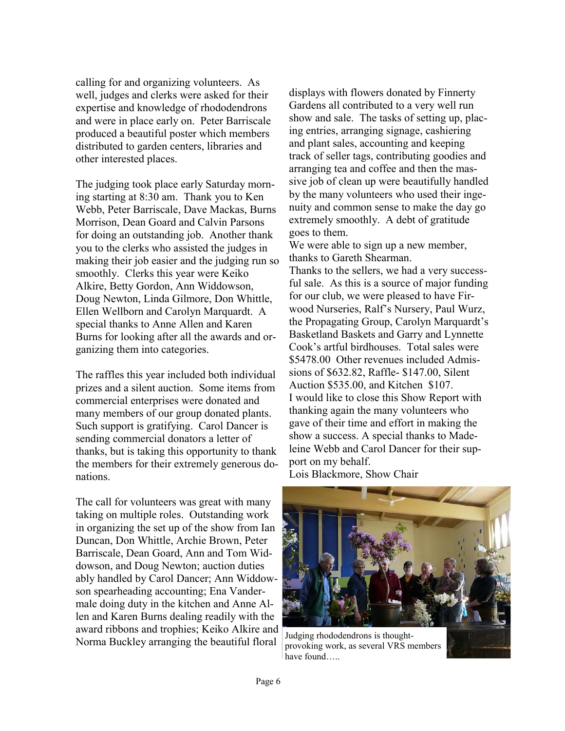calling for and organizing volunteers. As well, judges and clerks were asked for their expertise and knowledge of rhododendrons and were in place early on. Peter Barriscale produced a beautiful poster which members distributed to garden centers, libraries and other interested places.

The judging took place early Saturday morning starting at 8:30 am. Thank you to Ken Webb, Peter Barriscale, Dave Mackas, Burns Morrison, Dean Goard and Calvin Parsons for doing an outstanding job. Another thank you to the clerks who assisted the judges in making their job easier and the judging run so smoothly. Clerks this year were Keiko Alkire, Betty Gordon, Ann Widdowson, Doug Newton, Linda Gilmore, Don Whittle, Ellen Wellborn and Carolyn Marquardt. A special thanks to Anne Allen and Karen Burns for looking after all the awards and organizing them into categories.

The raffles this year included both individual prizes and a silent auction. Some items from commercial enterprises were donated and many members of our group donated plants. Such support is gratifying. Carol Dancer is sending commercial donators a letter of thanks, but is taking this opportunity to thank the members for their extremely generous donations.

The call for volunteers was great with many taking on multiple roles. Outstanding work in organizing the set up of the show from Ian Duncan, Don Whittle, Archie Brown, Peter Barriscale, Dean Goard, Ann and Tom Widdowson, and Doug Newton; auction duties ably handled by Carol Dancer; Ann Widdowson spearheading accounting; Ena Vandermale doing duty in the kitchen and Anne Allen and Karen Burns dealing readily with the award ribbons and trophies; Keiko Alkire and Norma Buckley arranging the beautiful floral displays with flowers donated by Finnerty Gardens all contributed to a very well run show and sale. The tasks of setting up, placing entries, arranging signage, cashiering and plant sales, accounting and keeping track of seller tags, contributing goodies and arranging tea and coffee and then the massive job of clean up were beautifully handled by the many volunteers who used their ingenuity and common sense to make the day go extremely smoothly. A debt of gratitude goes to them.

We were able to sign up a new member, thanks to Gareth Shearman.

Thanks to the sellers, we had a very successful sale. As this is a source of major funding for our club, we were pleased to have Firwood Nurseries, Ralf's Nursery, Paul Wurz, the Propagating Group, Carolyn Marquardt's Basketland Baskets and Garry and Lynnette Cook's artful birdhouses. Total sales were $5478.00 Other revenues included Admissions of $632.82, Raffle- $147.00, Silent Auction $535.00, and Kitchen $107.

I would like to close this Show Report with thanking again the many volunteers who gave of their time and effort in making the show a success. A special thanks to Madeleine Webb and Carol Dancer for their support on my behalf.

Lois Blackmore, Show Chair

Judging rhododendrons is thought-provoking work, as several VRS members have found…..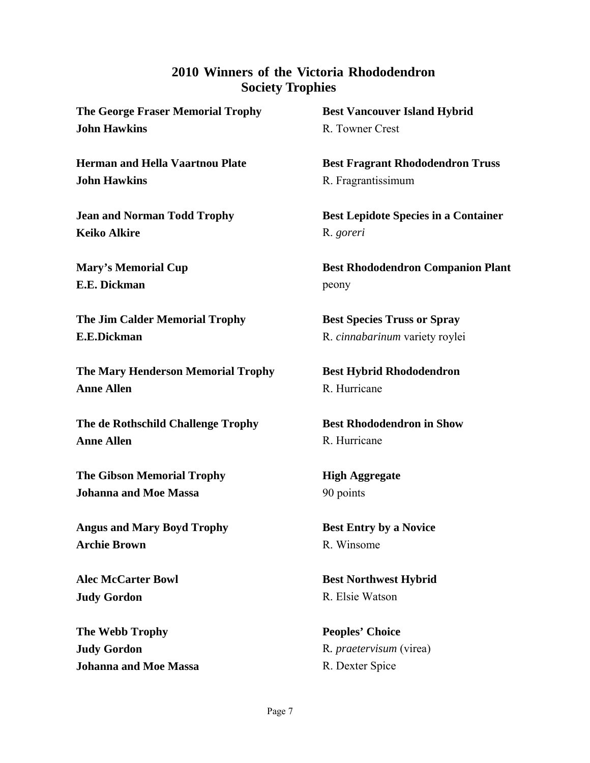## 2010 Winners of the Victoria Rhododendron Society Trophies

**The George Fraser Memorial Trophy**
**John Hawkins**

**Herman and Hella Vaartnou Plate**
**John Hawkins**

**Jean and Norman Todd Trophy**
**Keiko Alkire**

**Mary's Memorial Cup**
**E.E. Dickman**

**The Jim Calder Memorial Trophy**
**E.E.Dickman**

**The Mary Henderson Memorial Trophy**
**Anne Allen**

**The de Rothschild Challenge Trophy**
**Anne Allen**

**The Gibson Memorial Trophy**
**Johanna and Moe Massa**

**Angus and Mary Boyd Trophy**
**Archie Brown**

**Alec McCarter Bowl**
**Judy Gordon**

**The Webb Trophy**
**Judy Gordon**
**Johanna and Moe Massa**

**Best Vancouver Island Hybrid**
R. Towner Crest

**Best Fragrant Rhododendron Truss**
R. Fragrantissimum

**Best Lepidote Species in a Container**
R. *goreri*

**Best Rhododendron Companion Plant**
peony

**Best Species Truss or Spray**
R. *cinnabarinum* variety roylei

**Best Hybrid Rhododendron**
R. Hurricane

**Best Rhododendron in Show**
R. Hurricane

**High Aggregate**
90 points

**Best Entry by a Novice**
R. Winsome

**Best Northwest Hybrid**
R. Elsie Watson

**Peoples' Choice**
R. *praetervisum* (virea)
R. Dexter Spice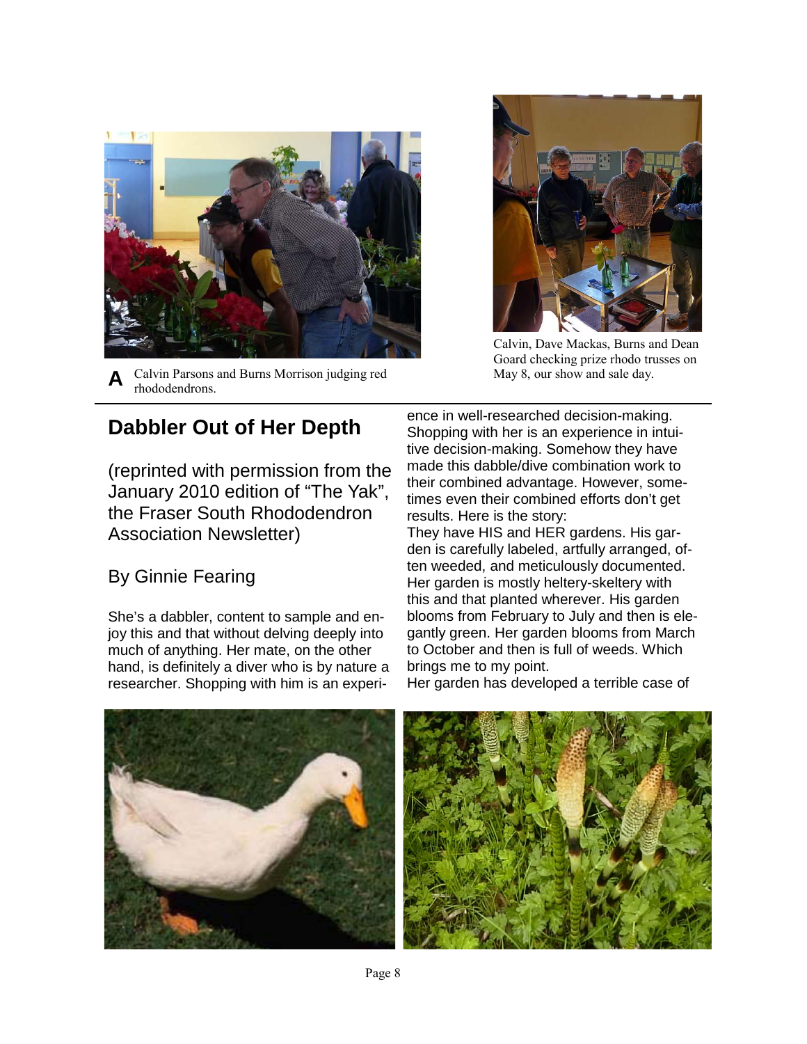A Calvin Parsons and Burns Morrison judging red rhododendrons.

Calvin, Dave Mackas, Burns and Dean Goard checking prize rhodo trusses on May 8, our show and sale day.

## Dabbler Out of Her Depth

(reprinted with permission from the January 2010 edition of "The Yak", the Fraser South Rhododendron Association Newsletter)

By Ginnie Fearing

She's a dabbler, content to sample and enjoy this and that without delving deeply into much of anything. Her mate, on the other hand, is definitely a diver who is by nature a researcher. Shopping with him is an experience in well-researched decision-making. Shopping with her is an experience in intuitive decision-making. Somehow they have made this dabble/dive combination work to their combined advantage. However, sometimes even their combined efforts don't get results. Here is the story:

They have HIS and HER gardens. His garden is carefully labeled, artfully arranged, often weeded, and meticulously documented. Her garden is mostly heltery-skeltery with this and that planted wherever. His garden blooms from February to July and then is elegantly green. Her garden blooms from March to October and then is full of weeds. Which brings me to my point.

Her garden has developed a terrible case of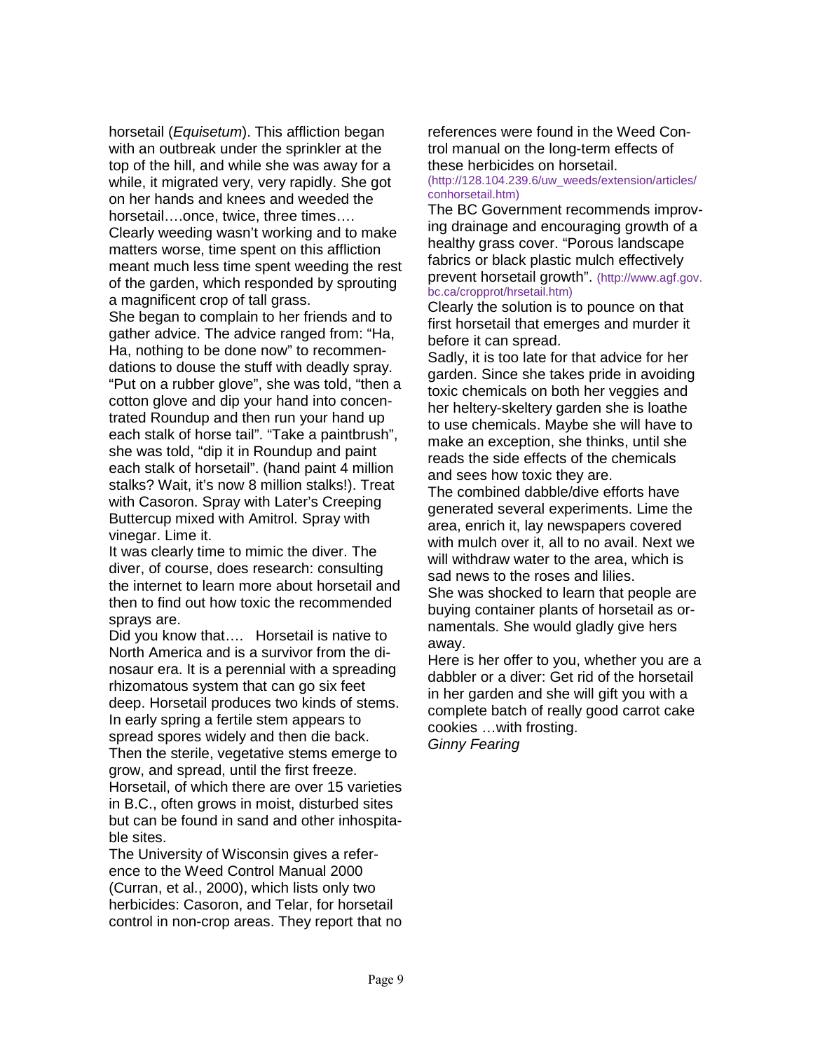horsetail (*Equisetum*). This affliction began with an outbreak under the sprinkler at the top of the hill, and while she was away for a while, it migrated very, very rapidly. She got on her hands and knees and weeded the horsetail….once, twice, three times….

Clearly weeding wasn't working and to make matters worse, time spent on this affliction meant much less time spent weeding the rest of the garden, which responded by sprouting a magnificent crop of tall grass.

She began to complain to her friends and to gather advice. The advice ranged from: "Ha, Ha, nothing to be done now" to recommendations to douse the stuff with deadly spray. "Put on a rubber glove", she was told, "then a cotton glove and dip your hand into concentrated Roundup and then run your hand up each stalk of horse tail". "Take a paintbrush", she was told, "dip it in Roundup and paint each stalk of horsetail". (hand paint 4 million stalks? Wait, it's now 8 million stalks!). Treat with Casoron. Spray with Later's Creeping Buttercup mixed with Amitrol. Spray with vinegar. Lime it.

It was clearly time to mimic the diver. The diver, of course, does research: consulting the internet to learn more about horsetail and then to find out how toxic the recommended sprays are.

Did you know that…. Horsetail is native to North America and is a survivor from the dinosaur era. It is a perennial with a spreading rhizomatous system that can go six feet deep. Horsetail produces two kinds of stems. In early spring a fertile stem appears to spread spores widely and then die back. Then the sterile, vegetative stems emerge to grow, and spread, until the first freeze.

Horsetail, of which there are over 15 varieties in B.C., often grows in moist, disturbed sites but can be found in sand and other inhospitable sites.

The University of Wisconsin gives a reference to the Weed Control Manual 2000 (Curran, et al., 2000), which lists only two herbicides: Casoron, and Telar, for horsetail control in non-crop areas. They report that no references were found in the Weed Control manual on the long-term effects of these herbicides on horsetail. (http://128.104.239.6/uw_weeds/extension/articles/conhorsetail.htm)

The BC Government recommends improving drainage and encouraging growth of a healthy grass cover. "Porous landscape fabrics or black plastic mulch effectively prevent horsetail growth". (http://www.agf.gov.bc.ca/cropprot/hrsetail.htm)

Clearly the solution is to pounce on that first horsetail that emerges and murder it before it can spread.

Sadly, it is too late for that advice for her garden. Since she takes pride in avoiding toxic chemicals on both her veggies and her heltery-skeltery garden she is loathe to use chemicals. Maybe she will have to make an exception, she thinks, until she reads the side effects of the chemicals and sees how toxic they are.

The combined dabble/dive efforts have generated several experiments. Lime the area, enrich it, lay newspapers covered with mulch over it, all to no avail. Next we will withdraw water to the area, which is sad news to the roses and lilies.

She was shocked to learn that people are buying container plants of horsetail as ornamentals. She would gladly give hers away.

Here is her offer to you, whether you are a dabbler or a diver: Get rid of the horsetail in her garden and she will gift you with a complete batch of really good carrot cake cookies …with frosting.

*Ginny Fearing*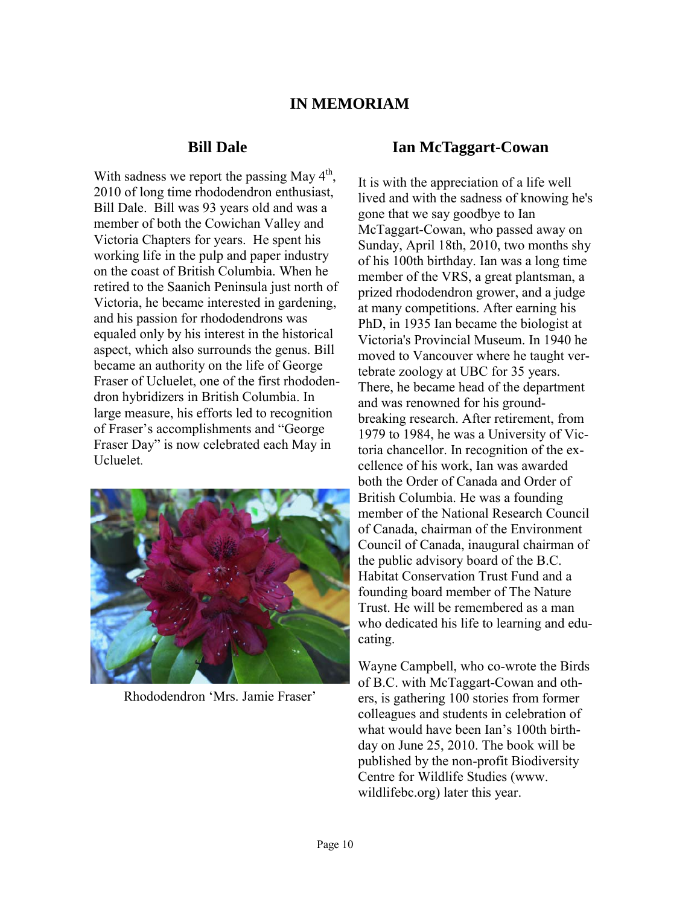# IN MEMORIAM

## Bill Dale

With sadness we report the passing May 4th, 2010 of long time rhododendron enthusiast, Bill Dale. Bill was 93 years old and was a member of both the Cowichan Valley and Victoria Chapters for years. He spent his working life in the pulp and paper industry on the coast of British Columbia. When he retired to the Saanich Peninsula just north of Victoria, he became interested in gardening, and his passion for rhododendrons was equaled only by his interest in the historical aspect, which also surrounds the genus. Bill became an authority on the life of George Fraser of Ucluelet, one of the first rhododendron hybridizers in British Columbia. In large measure, his efforts led to recognition of Fraser's accomplishments and "George Fraser Day" is now celebrated each May in Ucluelet.

Rhododendron 'Mrs. Jamie Fraser'

## Ian McTaggart-Cowan

It is with the appreciation of a life well lived and with the sadness of knowing he's gone that we say goodbye to Ian McTaggart-Cowan, who passed away on Sunday, April 18th, 2010, two months shy of his 100th birthday. Ian was a long time member of the VRS, a great plantsman, a prized rhododendron grower, and a judge at many competitions. After earning his PhD, in 1935 Ian became the biologist at Victoria's Provincial Museum. In 1940 he moved to Vancouver where he taught vertebrate zoology at UBC for 35 years. There, he became head of the department and was renowned for his groundbreaking research. After retirement, from 1979 to 1984, he was a University of Victoria chancellor. In recognition of the excellence of his work, Ian was awarded both the Order of Canada and Order of British Columbia. He was a founding member of the National Research Council of Canada, chairman of the Environment Council of Canada, inaugural chairman of the public advisory board of the B.C. Habitat Conservation Trust Fund and a founding board member of The Nature Trust. He will be remembered as a man who dedicated his life to learning and educating.

Wayne Campbell, who co-wrote the Birds of B.C. with McTaggart-Cowan and others, is gathering 100 stories from former colleagues and students in celebration of what would have been Ian's 100th birthday on June 25, 2010. The book will be published by the non-profit Biodiversity Centre for Wildlife Studies (www.wildlifebc.org) later this year.